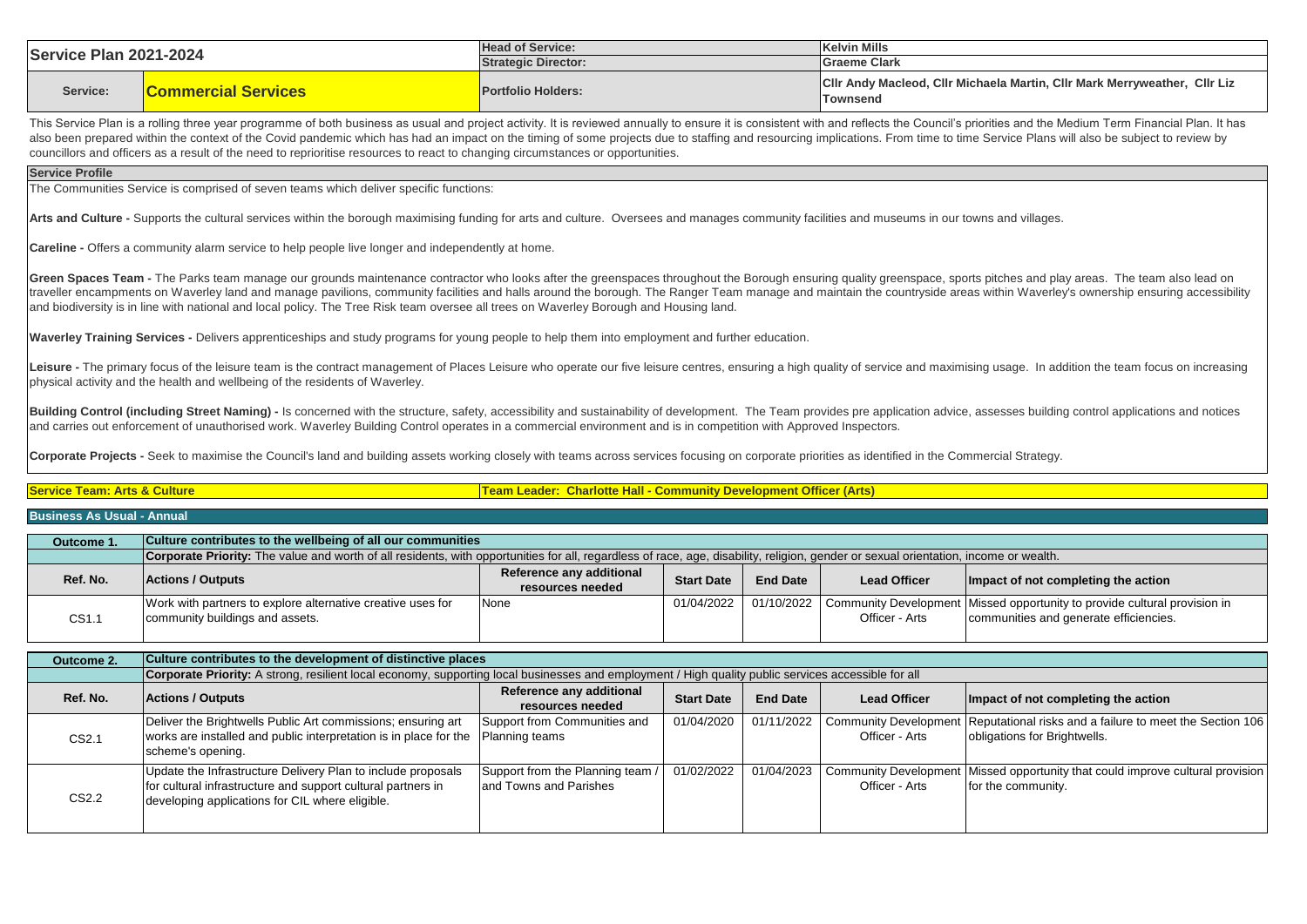| Service Plan 2021-2024 | | Head of Service: | Kelvin Mills |
|---|---|---|---|
| | | Strategic Director: | Graeme Clark |
| Service: | Commercial Services | Portfolio Holders: | Cllr Andy Macleod, Cllr Michaela Martin, Cllr Mark Merryweather, Cllr Liz Townsend |

This Service Plan is a rolling three year programme of both business as usual and project activity. It is reviewed annually to ensure it is consistent with and reflects the Council's priorities and the Medium Term Financial Plan. It has also been prepared within the context of the Covid pandemic which has had an impact on the timing of some projects due to staffing and resourcing implications. From time to time Service Plans will also be subject to review by councillors and officers as a result of the need to reprioritise resources to react to changing circumstances or opportunities.

## Service Profile

The Communities Service is comprised of seven teams which deliver specific functions:

**Arts and Culture -** Supports the cultural services within the borough maximising funding for arts and culture. Oversees and manages community facilities and museums in our towns and villages.

**Careline -** Offers a community alarm service to help people live longer and independently at home.

**Green Spaces Team -** The Parks team manage our grounds maintenance contractor who looks after the greenspaces throughout the Borough ensuring quality greenspace, sports pitches and play areas. The team also lead on traveller encampments on Waverley land and manage pavilions, community facilities and halls around the borough. The Ranger Team manage and maintain the countryside areas within Waverley's ownership ensuring accessibility and biodiversity is in line with national and local policy. The Tree Risk team oversee all trees on Waverley Borough and Housing land.

**Waverley Training Services -** Delivers apprenticeships and study programs for young people to help them into employment and further education.

**Leisure -** The primary focus of the leisure team is the contract management of Places Leisure who operate our five leisure centres, ensuring a high quality of service and maximising usage. In addition the team focus on increasing physical activity and the health and wellbeing of the residents of Waverley.

**Building Control (including Street Naming) -** Is concerned with the structure, safety, accessibility and sustainability of development. The Team provides pre application advice, assesses building control applications and notices and carries out enforcement of unauthorised work. Waverley Building Control operates in a commercial environment and is in competition with Approved Inspectors.

**Corporate Projects -** Seek to maximise the Council's land and building assets working closely with teams across services focusing on corporate priorities as identified in the Commercial Strategy.

**Service Team: Arts & Culture** | **Team Leader: Charlotte Hall - Community Development Officer (Arts)**

## Business As Usual - Annual

| Outcome 1. | Culture contributes to the wellbeing of all our communities | | | | | |
|---|---|---|---|---|---|---|
| | **Corporate Priority:** The value and worth of all residents, with opportunities for all, regardless of race, age, disability, religion, gender or sexual orientation, income or wealth. | | | | | |
| **Ref. No.** | **Actions / Outputs** | **Reference any additional resources needed** | **Start Date** | **End Date** | **Lead Officer** | **Impact of not completing the action** |
| CS1.1 | Work with partners to explore alternative creative uses for community buildings and assets. | None | 01/04/2022 | 01/10/2022 | Community Development Officer - Arts | Missed opportunity to provide cultural provision in communities and generate efficiencies. |

| Outcome 2. | Culture contributes to the development of distinctive places | | | | | |
|---|---|---|---|---|---|---|
| | **Corporate Priority:** A strong, resilient local economy, supporting local businesses and employment / High quality public services accessible for all | | | | | |
| **Ref. No.** | **Actions / Outputs** | **Reference any additional resources needed** | **Start Date** | **End Date** | **Lead Officer** | **Impact of not completing the action** |
| CS2.1 | Deliver the Brightwells Public Art commissions; ensuring art works are installed and public interpretation is in place for the scheme's opening. | Support from Communities and Planning teams | 01/04/2020 | 01/11/2022 | Community Development Officer - Arts | Reputational risks and a failure to meet the Section 106 obligations for Brightwells. |
| CS2.2 | Update the Infrastructure Delivery Plan to include proposals for cultural infrastructure and support cultural partners in developing applications for CIL where eligible. | Support from the Planning team / and Towns and Parishes | 01/02/2022 | 01/04/2023 | Community Development Officer - Arts | Missed opportunity that could improve cultural provision for the community. |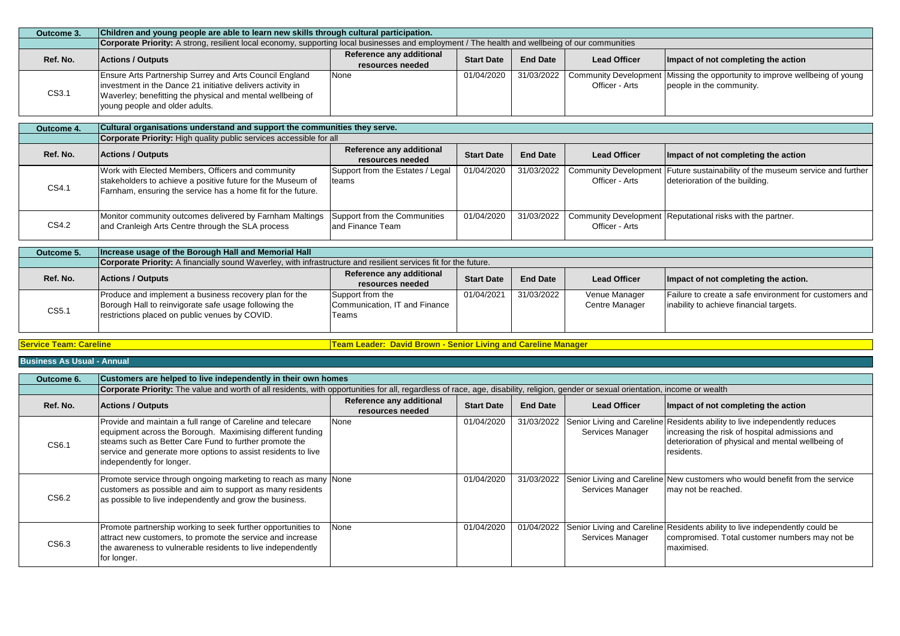| Outcome 3. | Children and young people are able to learn new skills through cultural participation. | | | | | |
|---|---|---|---|---|---|---|
| | **Corporate Priority:** A strong, resilient local economy, supporting local businesses and employment / The health and wellbeing of our communities | | | | | |
| **Ref. No.** | **Actions / Outputs** | **Reference any additional resources needed** | **Start Date** | **End Date** | **Lead Officer** | **Impact of not completing the action** |
| CS3.1 | Ensure Arts Partnership Surrey and Arts Council England investment in the Dance 21 initiative delivers activity in Waverley; benefitting the physical and mental wellbeing of young people and older adults. | None | 01/04/2020 | 31/03/2022 | Community Development Officer - Arts | Missing the opportunity to improve wellbeing of young people in the community. |

| Outcome 4. | Cultural organisations understand and support the communities they serve. | | | | | |
|---|---|---|---|---|---|---|
| | **Corporate Priority:** High quality public services accessible for all | | | | | |
| **Ref. No.** | **Actions / Outputs** | **Reference any additional resources needed** | **Start Date** | **End Date** | **Lead Officer** | **Impact of not completing the action** |
| CS4.1 | Work with Elected Members, Officers and community stakeholders to achieve a positive future for the Museum of Farnham, ensuring the service has a home fit for the future. | Support from the Estates / Legal teams | 01/04/2020 | 31/03/2022 | Community Development Officer - Arts | Future sustainability of the museum service and further deterioration of the building. |
| CS4.2 | Monitor community outcomes delivered by Farnham Maltings and Cranleigh Arts Centre through the SLA process | Support from the Communities and Finance Team | 01/04/2020 | 31/03/2022 | Community Development Officer - Arts | Reputational risks with the partner. |

| Outcome 5. | Increase usage of the Borough Hall and Memorial Hall | | | | | |
|---|---|---|---|---|---|---|
| | **Corporate Priority:** A financially sound Waverley, with infrastructure and resilient services fit for the future. | | | | | |
| **Ref. No.** | **Actions / Outputs** | **Reference any additional resources needed** | **Start Date** | **End Date** | **Lead Officer** | **Impact of not completing the action.** |
| CS5.1 | Produce and implement a business recovery plan for the Borough Hall to reinvigorate safe usage following the restrictions placed on public venues by COVID. | Support from the Communication, IT and Finance Teams | 01/04/2021 | 31/03/2022 | Venue Manager Centre Manager | Failure to create a safe environment for customers and inability to achieve financial targets. |

**Service Team: Careline** | **Team Leader: David Brown - Senior Living and Careline Manager**

**Business As Usual - Annual**

| Outcome 6. | Customers are helped to live independently in their own homes | | | | | |
|---|---|---|---|---|---|---|
| | **Corporate Priority:** The value and worth of all residents, with opportunities for all, regardless of race, age, disability, religion, gender or sexual orientation, income or wealth | | | | | |
| **Ref. No.** | **Actions / Outputs** | **Reference any additional resources needed** | **Start Date** | **End Date** | **Lead Officer** | **Impact of not completing the action** |
| CS6.1 | Provide and maintain a full range of Careline and telecare equipment across the Borough. Maximising different funding steams such as Better Care Fund to further promote the service and generate more options to assist residents to live independently for longer. | None | 01/04/2020 | 31/03/2022 | Senior Living and Careline Services Manager | Residents ability to live independently reduces increasing the risk of hospital admissions and deterioration of physical and mental wellbeing of residents. |
| CS6.2 | Promote service through ongoing marketing to reach as many customers as possible and aim to support as many residents as possible to live independently and grow the business. | None | 01/04/2020 | 31/03/2022 | Senior Living and Careline Services Manager | New customers who would benefit from the service may not be reached. |
| CS6.3 | Promote partnership working to seek further opportunities to attract new customers, to promote the service and increase the awareness to vulnerable residents to live independently for longer. | None | 01/04/2020 | 01/04/2022 | Senior Living and Careline Services Manager | Residents ability to live independently could be compromised. Total customer numbers may not be maximised. |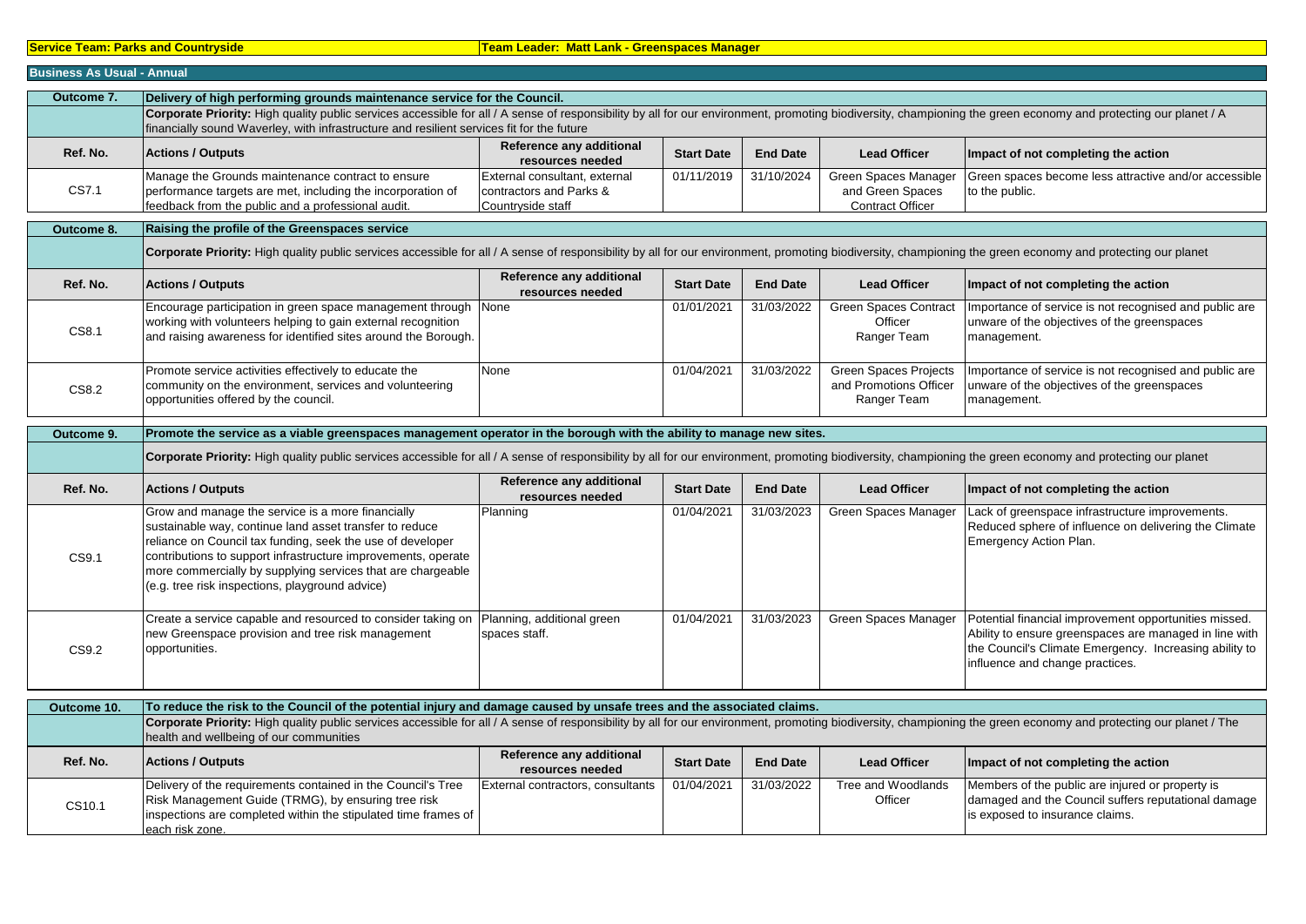**Service Team: Parks and Countryside** | **Team Leader: Matt Lank - Greenspaces Manager**

## Business As Usual - Annual

| Outcome 7. | Delivery of high performing grounds maintenance service for the Council. | | | | | |
|---|---|---|---|---|---|---|
| | **Corporate Priority:** High quality public services accessible for all / A sense of responsibility by all for our environment, promoting biodiversity, championing the green economy and protecting our planet / A financially sound Waverley, with infrastructure and resilient services fit for the future | | | | | |
| **Ref. No.** | **Actions / Outputs** | **Reference any additional resources needed** | **Start Date** | **End Date** | **Lead Officer** | **Impact of not completing the action** |
| CS7.1 | Manage the Grounds maintenance contract to ensure performance targets are met, including the incorporation of feedback from the public and a professional audit. | External consultant, external contractors and Parks & Countryside staff | 01/11/2019 | 31/10/2024 | Green Spaces Manager and Green Spaces Contract Officer | Green spaces become less attractive and/or accessible to the public. |

| Outcome 8. | Raising the profile of the Greenspaces service | | | | | |
|---|---|---|---|---|---|---|
| | **Corporate Priority:** High quality public services accessible for all / A sense of responsibility by all for our environment, promoting biodiversity, championing the green economy and protecting our planet | | | | | |
| **Ref. No.** | **Actions / Outputs** | **Reference any additional resources needed** | **Start Date** | **End Date** | **Lead Officer** | **Impact of not completing the action** |
| CS8.1 | Encourage participation in green space management through working with volunteers helping to gain external recognition and raising awareness for identified sites around the Borough. | None | 01/01/2021 | 31/03/2022 | Green Spaces Contract Officer Ranger Team | Importance of service is not recognised and public are unware of the objectives of the greenspaces management. |
| CS8.2 | Promote service activities effectively to educate the community on the environment, services and volunteering opportunities offered by the council. | None | 01/04/2021 | 31/03/2022 | Green Spaces Projects and Promotions Officer Ranger Team | Importance of service is not recognised and public are unware of the objectives of the greenspaces management. |

| Outcome 9. | Promote the service as a viable greenspaces management operator in the borough with the ability to manage new sites. | | | | | |
|---|---|---|---|---|---|---|
| | **Corporate Priority:** High quality public services accessible for all / A sense of responsibility by all for our environment, promoting biodiversity, championing the green economy and protecting our planet | | | | | |
| **Ref. No.** | **Actions / Outputs** | **Reference any additional resources needed** | **Start Date** | **End Date** | **Lead Officer** | **Impact of not completing the action** |
| CS9.1 | Grow and manage the service is a more financially sustainable way, continue land asset transfer to reduce reliance on Council tax funding, seek the use of developer contributions to support infrastructure improvements, operate more commercially by supplying services that are chargeable (e.g. tree risk inspections, playground advice) | Planning | 01/04/2021 | 31/03/2023 | Green Spaces Manager | Lack of greenspace infrastructure improvements. Reduced sphere of influence on delivering the Climate Emergency Action Plan. |
| CS9.2 | Create a service capable and resourced to consider taking on new Greenspace provision and tree risk management opportunities. | Planning, additional green spaces staff. | 01/04/2021 | 31/03/2023 | Green Spaces Manager | Potential financial improvement opportunities missed. Ability to ensure greenspaces are managed in line with the Council's Climate Emergency. Increasing ability to influence and change practices. |

| Outcome 10. | To reduce the risk to the Council of the potential injury and damage caused by unsafe trees and the associated claims. | | | | | |
|---|---|---|---|---|---|---|
| | **Corporate Priority:** High quality public services accessible for all / A sense of responsibility by all for our environment, promoting biodiversity, championing the green economy and protecting our planet / The health and wellbeing of our communities | | | | | |
| **Ref. No.** | **Actions / Outputs** | **Reference any additional resources needed** | **Start Date** | **End Date** | **Lead Officer** | **Impact of not completing the action** |
| CS10.1 | Delivery of the requirements contained in the Council's Tree Risk Management Guide (TRMG), by ensuring tree risk inspections are completed within the stipulated time frames of each risk zone. | External contractors, consultants | 01/04/2021 | 31/03/2022 | Tree and Woodlands Officer | Members of the public are injured or property is damaged and the Council suffers reputational damage is exposed to insurance claims. |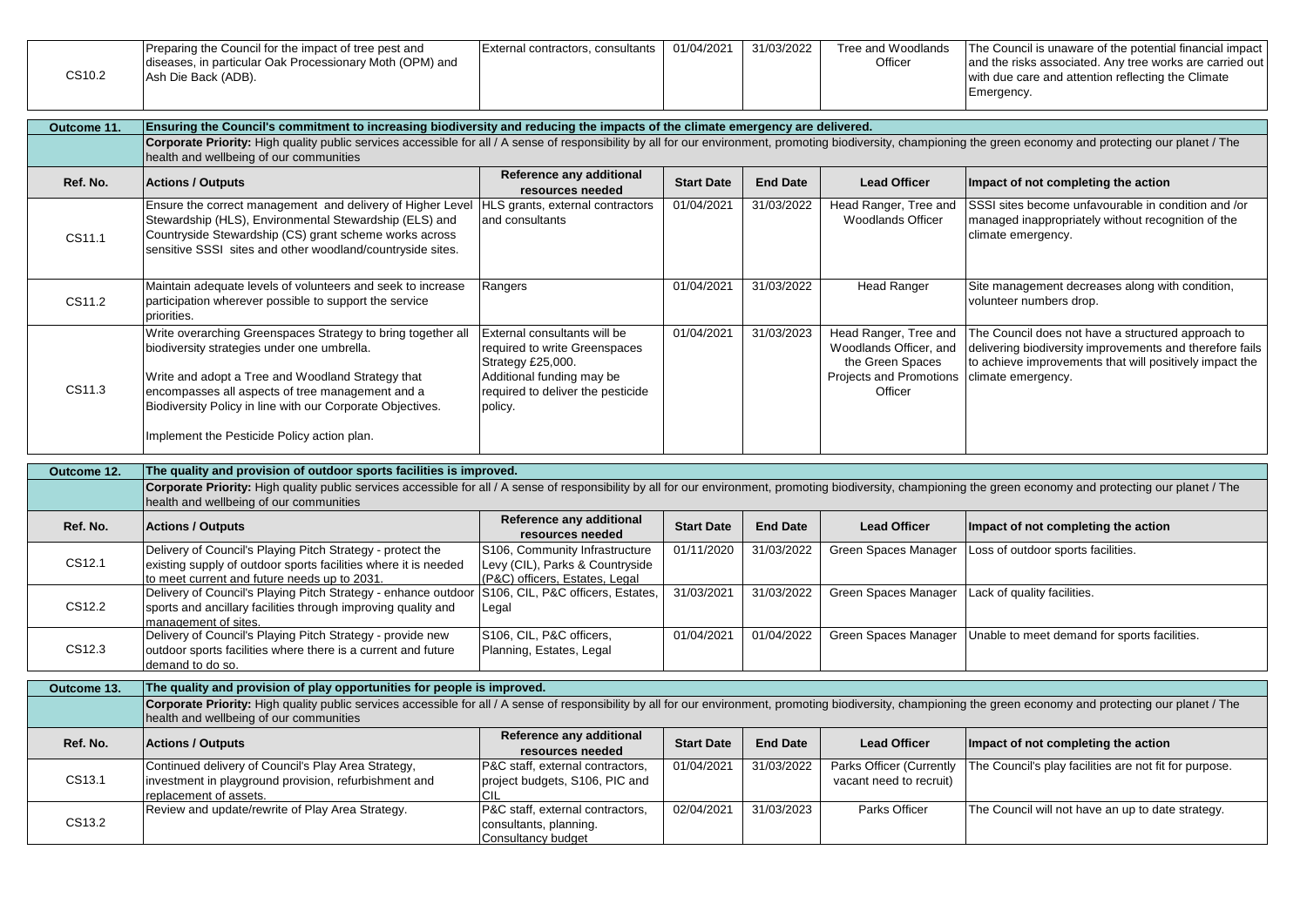| CS10.2 | Preparing the Council for the impact of tree pest and diseases, in particular Oak Processionary Moth (OPM) and Ash Die Back (ADB). | External contractors, consultants | 01/04/2021 | 31/03/2022 | Tree and Woodlands Officer | The Council is unaware of the potential financial impact and the risks associated. Any tree works are carried out with due care and attention reflecting the Climate Emergency. |
|---|---|---|---|---|---|---|

| **Outcome 11.** | **Ensuring the Council's commitment to increasing biodiversity and reducing the impacts of the climate emergency are delivered.** | | | | | |
|---|---|---|---|---|---|---|
| | **Corporate Priority:** High quality public services accessible for all / A sense of responsibility by all for our environment, promoting biodiversity, championing the green economy and protecting our planet / The health and wellbeing of our communities | | | | | |
| **Ref. No.** | **Actions / Outputs** | **Reference any additional resources needed** | **Start Date** | **End Date** | **Lead Officer** | **Impact of not completing the action** |
| CS11.1 | Ensure the correct management and delivery of Higher Level Stewardship (HLS), Environmental Stewardship (ELS) and Countryside Stewardship (CS) grant scheme works across sensitive SSSI sites and other woodland/countryside sites. | HLS grants, external contractors and consultants | 01/04/2021 | 31/03/2022 | Head Ranger, Tree and Woodlands Officer | SSSI sites become unfavourable in condition and /or managed inappropriately without recognition of the climate emergency. |
| CS11.2 | Maintain adequate levels of volunteers and seek to increase participation wherever possible to support the service priorities. | Rangers | 01/04/2021 | 31/03/2022 | Head Ranger | Site management decreases along with condition, volunteer numbers drop. |
| CS11.3 | Write overarching Greenspaces Strategy to bring together all biodiversity strategies under one umbrella.<br><br>Write and adopt a Tree and Woodland Strategy that encompasses all aspects of tree management and a Biodiversity Policy in line with our Corporate Objectives.<br><br>Implement the Pesticide Policy action plan. | External consultants will be required to write Greenspaces Strategy £25,000.<br>Additional funding may be required to deliver the pesticide policy. | 01/04/2021 | 31/03/2023 | Head Ranger, Tree and Woodlands Officer, and the Green Spaces Projects and Promotions Officer | The Council does not have a structured approach to delivering biodiversity improvements and therefore fails to achieve improvements that will positively impact the climate emergency. |

| **Outcome 12.** | **The quality and provision of outdoor sports facilities is improved.** | | | | | |
|---|---|---|---|---|---|---|
| | **Corporate Priority:** High quality public services accessible for all / A sense of responsibility by all for our environment, promoting biodiversity, championing the green economy and protecting our planet / The health and wellbeing of our communities | | | | | |
| **Ref. No.** | **Actions / Outputs** | **Reference any additional resources needed** | **Start Date** | **End Date** | **Lead Officer** | **Impact of not completing the action** |
| CS12.1 | Delivery of Council's Playing Pitch Strategy - protect the existing supply of outdoor sports facilities where it is needed to meet current and future needs up to 2031. | S106, Community Infrastructure Levy (CIL), Parks & Countryside (P&C) officers, Estates, Legal | 01/11/2020 | 31/03/2022 | Green Spaces Manager | Loss of outdoor sports facilities. |
| CS12.2 | Delivery of Council's Playing Pitch Strategy - enhance outdoor sports and ancillary facilities through improving quality and management of sites. | S106, CIL, P&C officers, Estates, Legal | 31/03/2021 | 31/03/2022 | Green Spaces Manager | Lack of quality facilities. |
| CS12.3 | Delivery of Council's Playing Pitch Strategy - provide new outdoor sports facilities where there is a current and future demand to do so. | S106, CIL, P&C officers, Planning, Estates, Legal | 01/04/2021 | 01/04/2022 | Green Spaces Manager | Unable to meet demand for sports facilities. |

| **Outcome 13.** | **The quality and provision of play opportunities for people is improved.** | | | | | |
|---|---|---|---|---|---|---|
| | **Corporate Priority:** High quality public services accessible for all / A sense of responsibility by all for our environment, promoting biodiversity, championing the green economy and protecting our planet / The health and wellbeing of our communities | | | | | |
| **Ref. No.** | **Actions / Outputs** | **Reference any additional resources needed** | **Start Date** | **End Date** | **Lead Officer** | **Impact of not completing the action** |
| CS13.1 | Continued delivery of Council's Play Area Strategy, investment in playground provision, refurbishment and replacement of assets. | P&C staff, external contractors, project budgets, S106, PIC and CIL | 01/04/2021 | 31/03/2022 | Parks Officer (Currently vacant need to recruit) | The Council's play facilities are not fit for purpose. |
| CS13.2 | Review and update/rewrite of Play Area Strategy. | P&C staff, external contractors, consultants, planning. Consultancy budget | 02/04/2021 | 31/03/2023 | Parks Officer | The Council will not have an up to date strategy. |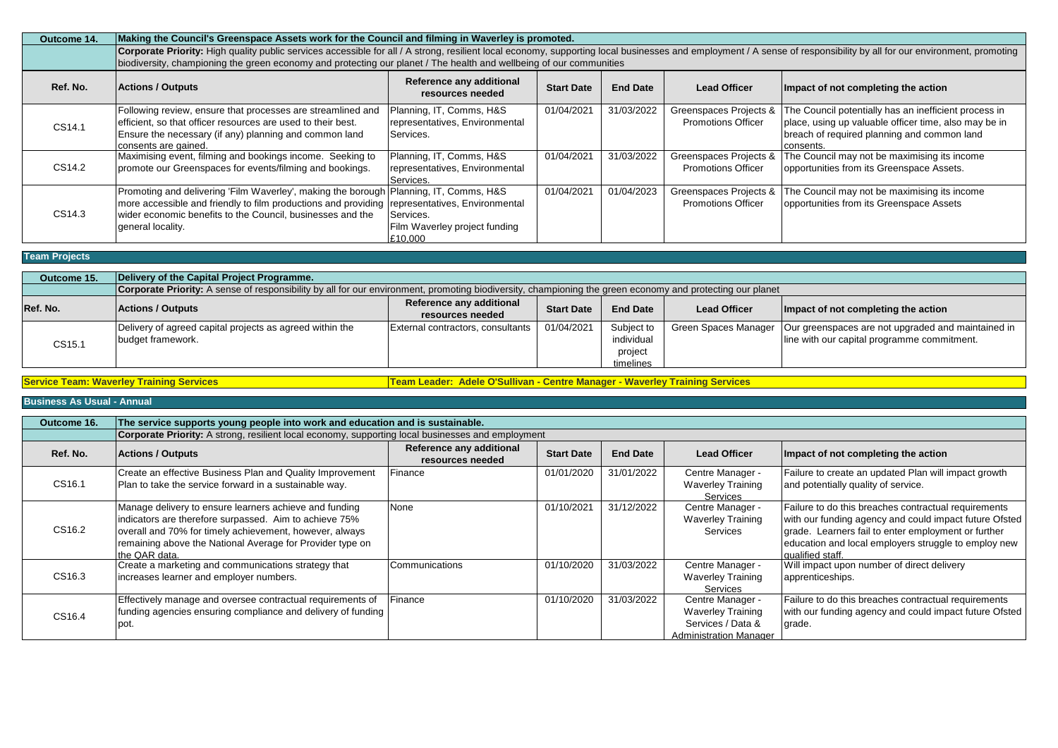| Outcome 14. | Making the Council's Greenspace Assets work for the Council and filming in Waverley is promoted. | | | | | |
|---|---|---|---|---|---|---|
| | **Corporate Priority:** High quality public services accessible for all / A strong, resilient local economy, supporting local businesses and employment / A sense of responsibility by all for our environment, promoting biodiversity, championing the green economy and protecting our planet / The health and wellbeing of our communities | | | | | |
| **Ref. No.** | **Actions / Outputs** | **Reference any additional resources needed** | **Start Date** | **End Date** | **Lead Officer** | **Impact of not completing the action** |
| CS14.1 | Following review, ensure that processes are streamlined and efficient, so that officer resources are used to their best. Ensure the necessary (if any) planning and common land consents are gained. | Planning, IT, Comms, H&S representatives, Environmental Services. | 01/04/2021 | 31/03/2022 | Greenspaces Projects & Promotions Officer | The Council potentially has an inefficient process in place, using up valuable officer time, also may be in breach of required planning and common land consents. |
| CS14.2 | Maximising event, filming and bookings income. Seeking to promote our Greenspaces for events/filming and bookings. | Planning, IT, Comms, H&S representatives, Environmental Services. | 01/04/2021 | 31/03/2022 | Greenspaces Projects & Promotions Officer | The Council may not be maximising its income opportunities from its Greenspace Assets. |
| CS14.3 | Promoting and delivering 'Film Waverley', making the borough more accessible and friendly to film productions and providing wider economic benefits to the Council, businesses and the general locality. | Planning, IT, Comms, H&S representatives, Environmental Services. Film Waverley project funding £10,000 | 01/04/2021 | 01/04/2023 | Greenspaces Projects & Promotions Officer | The Council may not be maximising its income opportunities from its Greenspace Assets |

**Team Projects**

| Outcome 15. | Delivery of the Capital Project Programme. | | | | | |
|---|---|---|---|---|---|---|
| | **Corporate Priority:** A sense of responsibility by all for our environment, promoting biodiversity, championing the green economy and protecting our planet | | | | | |
| **Ref. No.** | **Actions / Outputs** | **Reference any additional resources needed** | **Start Date** | **End Date** | **Lead Officer** | **Impact of not completing the action** |
| CS15.1 | Delivery of agreed capital projects as agreed within the budget framework. | External contractors, consultants | 01/04/2021 | Subject to individual project timelines | Green Spaces Manager | Our greenspaces are not upgraded and maintained in line with our capital programme commitment. |

**Service Team: Waverley Training Services** — **Team Leader: Adele O'Sullivan - Centre Manager - Waverley Training Services**

**Business As Usual - Annual**

| Outcome 16. | The service supports young people into work and education and is sustainable. | | | | | |
|---|---|---|---|---|---|---|
| | **Corporate Priority:** A strong, resilient local economy, supporting local businesses and employment | | | | | |
| **Ref. No.** | **Actions / Outputs** | **Reference any additional resources needed** | **Start Date** | **End Date** | **Lead Officer** | **Impact of not completing the action** |
| CS16.1 | Create an effective Business Plan and Quality Improvement Plan to take the service forward in a sustainable way. | Finance | 01/01/2020 | 31/01/2022 | Centre Manager - Waverley Training Services | Failure to create an updated Plan will impact growth and potentially quality of service. |
| CS16.2 | Manage delivery to ensure learners achieve and funding indicators are therefore surpassed. Aim to achieve 75% overall and 70% for timely achievement, however, always remaining above the National Average for Provider type on the QAR data. | None | 01/10/2021 | 31/12/2022 | Centre Manager - Waverley Training Services | Failure to do this breaches contractual requirements with our funding agency and could impact future Ofsted grade. Learners fail to enter employment or further education and local employers struggle to employ new qualified staff. |
| CS16.3 | Create a marketing and communications strategy that increases learner and employer numbers. | Communications | 01/10/2020 | 31/03/2022 | Centre Manager - Waverley Training Services | Will impact upon number of direct delivery apprenticeships. |
| CS16.4 | Effectively manage and oversee contractual requirements of funding agencies ensuring compliance and delivery of funding pot. | Finance | 01/10/2020 | 31/03/2022 | Centre Manager - Waverley Training Services / Data & Administration Manager | Failure to do this breaches contractual requirements with our funding agency and could impact future Ofsted grade. |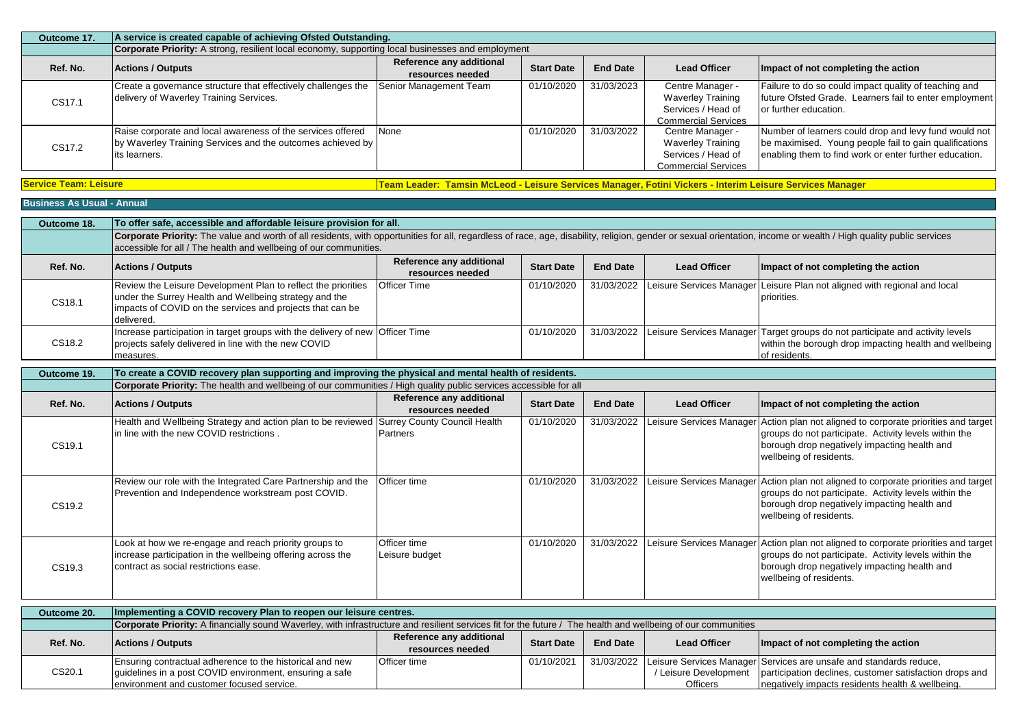| Outcome 17. | A service is created capable of achieving Ofsted Outstanding. | | | | | |
|---|---|---|---|---|---|---|
| | **Corporate Priority:** A strong, resilient local economy, supporting local businesses and employment | | | | | |
| **Ref. No.** | **Actions / Outputs** | **Reference any additional resources needed** | **Start Date** | **End Date** | **Lead Officer** | **Impact of not completing the action** |
| CS17.1 | Create a governance structure that effectively challenges the delivery of Waverley Training Services. | Senior Management Team | 01/10/2020 | 31/03/2023 | Centre Manager - Waverley Training Services / Head of Commercial Services | Failure to do so could impact quality of teaching and future Ofsted Grade. Learners fail to enter employment or further education. |
| CS17.2 | Raise corporate and local awareness of the services offered by Waverley Training Services and the outcomes achieved by its learners. | None | 01/10/2020 | 31/03/2022 | Centre Manager - Waverley Training Services / Head of Commercial Services | Number of learners could drop and levy fund would not be maximised. Young people fail to gain qualifications enabling them to find work or enter further education. |

**Service Team: Leisure** — **Team Leader: Tamsin McLeod - Leisure Services Manager, Fotini Vickers - Interim Leisure Services Manager**

**Business As Usual - Annual**

| Outcome 18. | To offer safe, accessible and affordable leisure provision for all. | | | | | |
|---|---|---|---|---|---|---|
| | **Corporate Priority:** The value and worth of all residents, with opportunities for all, regardless of race, age, disability, religion, gender or sexual orientation, income or wealth / High quality public services accessible for all / The health and wellbeing of our communities. | | | | | |
| **Ref. No.** | **Actions / Outputs** | **Reference any additional resources needed** | **Start Date** | **End Date** | **Lead Officer** | **Impact of not completing the action** |
| CS18.1 | Review the Leisure Development Plan to reflect the priorities under the Surrey Health and Wellbeing strategy and the impacts of COVID on the services and projects that can be delivered. | Officer Time | 01/10/2020 | 31/03/2022 | Leisure Services Manager | Leisure Plan not aligned with regional and local priorities. |
| CS18.2 | Increase participation in target groups with the delivery of new projects safely delivered in line with the new COVID measures. | Officer Time | 01/10/2020 | 31/03/2022 | Leisure Services Manager | Target groups do not participate and activity levels within the borough drop impacting health and wellbeing of residents. |

| Outcome 19. | To create a COVID recovery plan supporting and improving the physical and mental health of residents. | | | | | |
|---|---|---|---|---|---|---|
| | **Corporate Priority:** The health and wellbeing of our communities / High quality public services accessible for all | | | | | |
| **Ref. No.** | **Actions / Outputs** | **Reference any additional resources needed** | **Start Date** | **End Date** | **Lead Officer** | **Impact of not completing the action** |
| CS19.1 | Health and Wellbeing Strategy and action plan to be reviewed in line with the new COVID restrictions . | Surrey County Council Health Partners | 01/10/2020 | 31/03/2022 | Leisure Services Manager | Action plan not aligned to corporate priorities and target groups do not participate. Activity levels within the borough drop negatively impacting health and wellbeing of residents. |
| CS19.2 | Review our role with the Integrated Care Partnership and the Prevention and Independence workstream post COVID. | Officer time | 01/10/2020 | 31/03/2022 | Leisure Services Manager | Action plan not aligned to corporate priorities and target groups do not participate. Activity levels within the borough drop negatively impacting health and wellbeing of residents. |
| CS19.3 | Look at how we re-engage and reach priority groups to increase participation in the wellbeing offering across the contract as social restrictions ease. | Officer time<br>Leisure budget | 01/10/2020 | 31/03/2022 | Leisure Services Manager | Action plan not aligned to corporate priorities and target groups do not participate. Activity levels within the borough drop negatively impacting health and wellbeing of residents. |

| Outcome 20. | Implementing a COVID recovery Plan to reopen our leisure centres. | | | | | |
|---|---|---|---|---|---|---|
| | **Corporate Priority:** A financially sound Waverley, with infrastructure and resilient services fit for the future / The health and wellbeing of our communities | | | | | |
| **Ref. No.** | **Actions / Outputs** | **Reference any additional resources needed** | **Start Date** | **End Date** | **Lead Officer** | **Impact of not completing the action** |
| CS20.1 | Ensuring contractual adherence to the historical and new guidelines in a post COVID environment, ensuring a safe environment and customer focused service. | Officer time | 01/10/2021 | 31/03/2022 | Leisure Services Manager / Leisure Development Officers | Services are unsafe and standards reduce, participation declines, customer satisfaction drops and negatively impacts residents health & wellbeing. |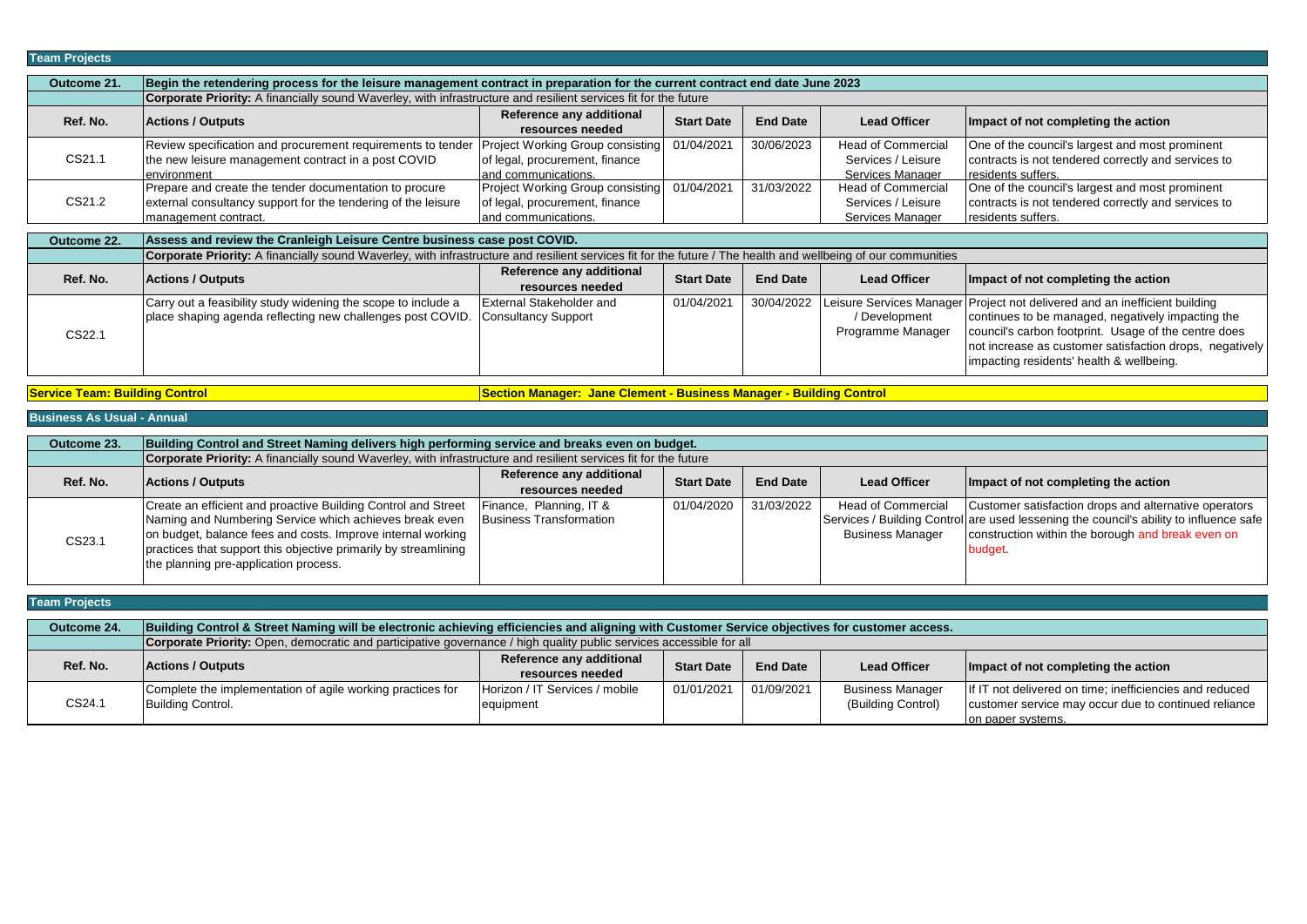## Team Projects

| Outcome 21. | Begin the retendering process for the leisure management contract in preparation for the current contract end date June 2023 | | | | | |
|---|---|---|---|---|---|---|
| | **Corporate Priority:** A financially sound Waverley, with infrastructure and resilient services fit for the future | | | | | |
| **Ref. No.** | **Actions / Outputs** | **Reference any additional resources needed** | **Start Date** | **End Date** | **Lead Officer** | **Impact of not completing the action** |
| CS21.1 | Review specification and procurement requirements to tender the new leisure management contract in a post COVID environment | Project Working Group consisting of legal, procurement, finance and communications. | 01/04/2021 | 30/06/2023 | Head of Commercial Services / Leisure Services Manager | One of the council's largest and most prominent contracts is not tendered correctly and services to residents suffers. |
| CS21.2 | Prepare and create the tender documentation to procure external consultancy support for the tendering of the leisure management contract. | Project Working Group consisting of legal, procurement, finance and communications. | 01/04/2021 | 31/03/2022 | Head of Commercial Services / Leisure Services Manager | One of the council's largest and most prominent contracts is not tendered correctly and services to residents suffers. |

| Outcome 22. | Assess and review the Cranleigh Leisure Centre business case post COVID. | | | | | |
|---|---|---|---|---|---|---|
| | **Corporate Priority:** A financially sound Waverley, with infrastructure and resilient services fit for the future / The health and wellbeing of our communities | | | | | |
| **Ref. No.** | **Actions / Outputs** | **Reference any additional resources needed** | **Start Date** | **End Date** | **Lead Officer** | **Impact of not completing the action** |
| CS22.1 | Carry out a feasibility study widening the scope to include a place shaping agenda reflecting new challenges post COVID. | External Stakeholder and Consultancy Support | 01/04/2021 | 30/04/2022 | Leisure Services Manager / Development Programme Manager | Project not delivered and an inefficient building continues to be managed, negatively impacting the council's carbon footprint. Usage of the centre does not increase as customer satisfaction drops, negatively impacting residents' health & wellbeing. |

**Service Team: Building Control** | **Section Manager: Jane Clement - Business Manager - Building Control**

## Business As Usual - Annual

| Outcome 23. | Building Control and Street Naming delivers high performing service and breaks even on budget. | | | | | |
|---|---|---|---|---|---|---|
| | **Corporate Priority:** A financially sound Waverley, with infrastructure and resilient services fit for the future | | | | | |
| **Ref. No.** | **Actions / Outputs** | **Reference any additional resources needed** | **Start Date** | **End Date** | **Lead Officer** | **Impact of not completing the action** |
| CS23.1 | Create an efficient and proactive Building Control and Street Naming and Numbering Service which achieves break even on budget, balance fees and costs. Improve internal working practices that support this objective primarily by streamlining the planning pre-application process. | Finance, Planning, IT & Business Transformation | 01/04/2020 | 31/03/2022 | Head of Commercial Services / Building Control Business Manager | Customer satisfaction drops and alternative operators are used lessening the council's ability to influence safe construction within the borough and break even on budget. |

## Team Projects

| Outcome 24. | Building Control & Street Naming will be electronic achieving efficiencies and aligning with Customer Service objectives for customer access. | | | | | |
|---|---|---|---|---|---|---|
| | **Corporate Priority:** Open, democratic and participative governance / high quality public services accessible for all | | | | | |
| **Ref. No.** | **Actions / Outputs** | **Reference any additional resources needed** | **Start Date** | **End Date** | **Lead Officer** | **Impact of not completing the action** |
| CS24.1 | Complete the implementation of agile working practices for Building Control. | Horizon / IT Services / mobile equipment | 01/01/2021 | 01/09/2021 | Business Manager (Building Control) | If IT not delivered on time; inefficiencies and reduced customer service may occur due to continued reliance on paper systems. |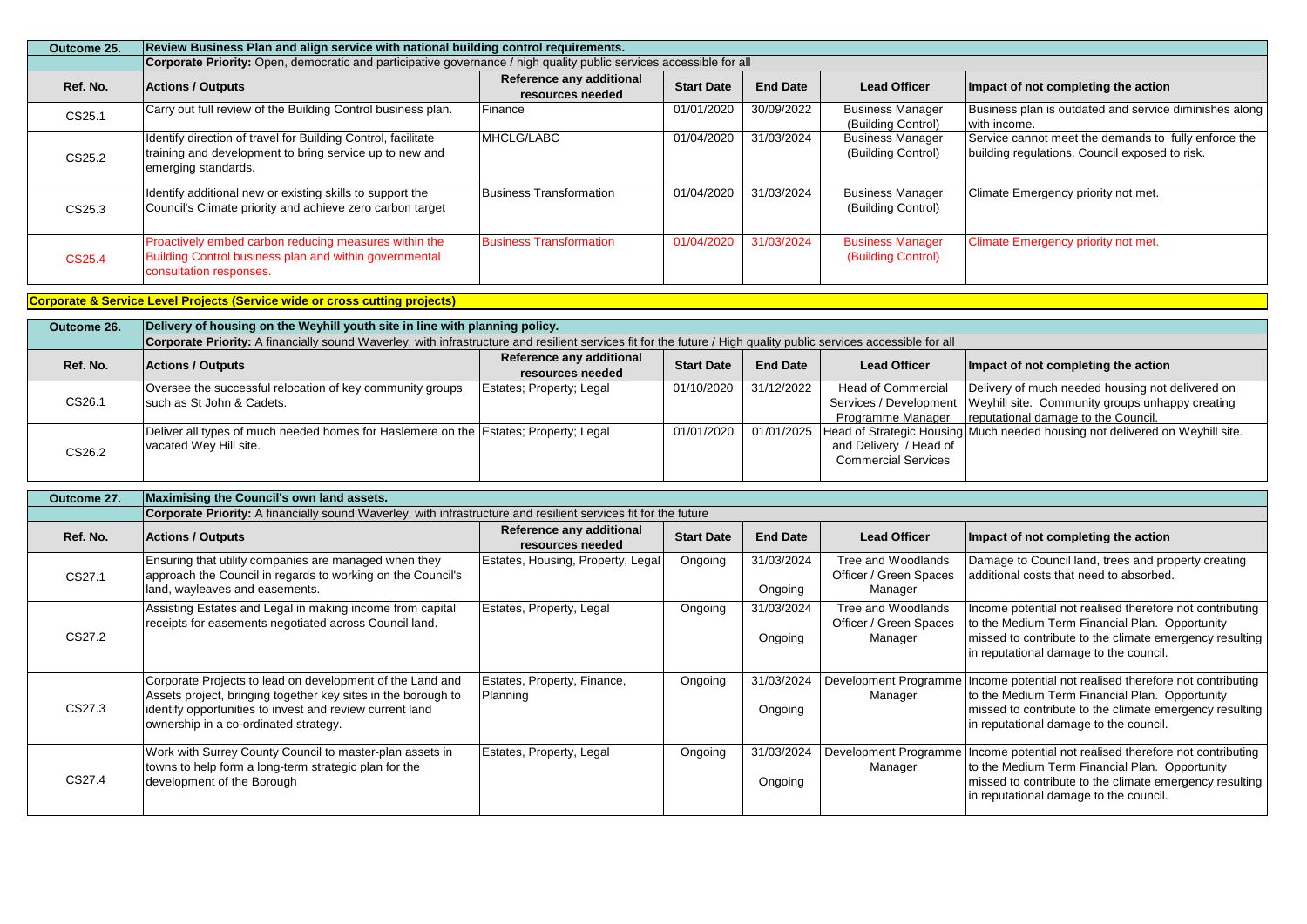| Outcome 25. | Review Business Plan and align service with national building control requirements. | | | | | |
|---|---|---|---|---|---|---|
| | **Corporate Priority:** Open, democratic and participative governance / high quality public services accessible for all | | | | | |
| **Ref. No.** | **Actions / Outputs** | **Reference any additional resources needed** | **Start Date** | **End Date** | **Lead Officer** | **Impact of not completing the action** |
| CS25.1 | Carry out full review of the Building Control business plan. | Finance | 01/01/2020 | 30/09/2022 | Business Manager (Building Control) | Business plan is outdated and service diminishes along with income. |
| CS25.2 | Identify direction of travel for Building Control, facilitate training and development to bring service up to new and emerging standards. | MHCLG/LABC | 01/04/2020 | 31/03/2024 | Business Manager (Building Control) | Service cannot meet the demands to fully enforce the building regulations. Council exposed to risk. |
| CS25.3 | Identify additional new or existing skills to support the Council's Climate priority and achieve zero carbon target | Business Transformation | 01/04/2020 | 31/03/2024 | Business Manager (Building Control) | Climate Emergency priority not met. |
| CS25.4 | Proactively embed carbon reducing measures within the Building Control business plan and within governmental consultation responses. | Business Transformation | 01/04/2020 | 31/03/2024 | Business Manager (Building Control) | Climate Emergency priority not met. |

**Corporate & Service Level Projects (Service wide or cross cutting projects)**

| Outcome 26. | Delivery of housing on the Weyhill youth site in line with planning policy. | | | | | |
|---|---|---|---|---|---|---|
| | **Corporate Priority:** A financially sound Waverley, with infrastructure and resilient services fit for the future / High quality public services accessible for all | | | | | |
| **Ref. No.** | **Actions / Outputs** | **Reference any additional resources needed** | **Start Date** | **End Date** | **Lead Officer** | **Impact of not completing the action** |
| CS26.1 | Oversee the successful relocation of key community groups such as St John & Cadets. | Estates; Property; Legal | 01/10/2020 | 31/12/2022 | Head of Commercial Services / Development Programme Manager | Delivery of much needed housing not delivered on Weyhill site. Community groups unhappy creating reputational damage to the Council. |
| CS26.2 | Deliver all types of much needed homes for Haslemere on the vacated Wey Hill site. | Estates; Property; Legal | 01/01/2020 | 01/01/2025 | Head of Strategic Housing and Delivery / Head of Commercial Services | Much needed housing not delivered on Weyhill site. |

| Outcome 27. | Maximising the Council's own land assets. | | | | | |
|---|---|---|---|---|---|---|
| | **Corporate Priority:** A financially sound Waverley, with infrastructure and resilient services fit for the future | | | | | |
| **Ref. No.** | **Actions / Outputs** | **Reference any additional resources needed** | **Start Date** | **End Date** | **Lead Officer** | **Impact of not completing the action** |
| CS27.1 | Ensuring that utility companies are managed when they approach the Council in regards to working on the Council's land, wayleaves and easements. | Estates, Housing, Property, Legal | Ongoing | 31/03/2024 Ongoing | Tree and Woodlands Officer / Green Spaces Manager | Damage to Council land, trees and property creating additional costs that need to absorbed. |
| CS27.2 | Assisting Estates and Legal in making income from capital receipts for easements negotiated across Council land. | Estates, Property, Legal | Ongoing | 31/03/2024 Ongoing | Tree and Woodlands Officer / Green Spaces Manager | Income potential not realised therefore not contributing to the Medium Term Financial Plan. Opportunity missed to contribute to the climate emergency resulting in reputational damage to the council. |
| CS27.3 | Corporate Projects to lead on development of the Land and Assets project, bringing together key sites in the borough to identify opportunities to invest and review current land ownership in a co-ordinated strategy. | Estates, Property, Finance, Planning | Ongoing | 31/03/2024 Ongoing | Development Programme Manager | Income potential not realised therefore not contributing to the Medium Term Financial Plan. Opportunity missed to contribute to the climate emergency resulting in reputational damage to the council. |
| CS27.4 | Work with Surrey County Council to master-plan assets in towns to help form a long-term strategic plan for the development of the Borough | Estates, Property, Legal | Ongoing | 31/03/2024 Ongoing | Development Programme Manager | Income potential not realised therefore not contributing to the Medium Term Financial Plan. Opportunity missed to contribute to the climate emergency resulting in reputational damage to the council. |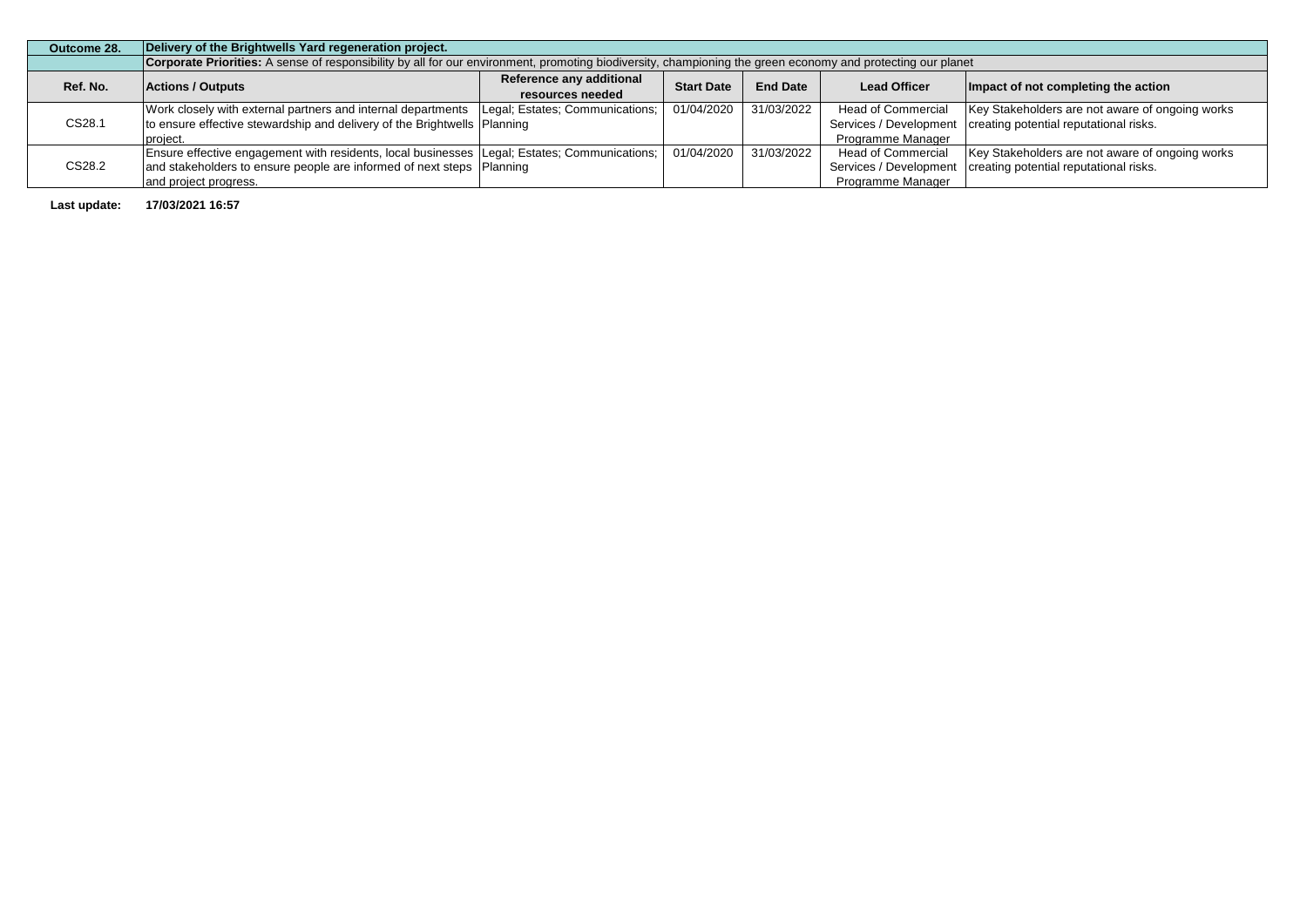| Outcome 28. | Delivery of the Brightwells Yard regeneration project. | | | | | |
|---|---|---|---|---|---|---|
| | **Corporate Priorities:** A sense of responsibility by all for our environment, promoting biodiversity, championing the green economy and protecting our planet | | | | | |
| **Ref. No.** | **Actions / Outputs** | **Reference any additional resources needed** | **Start Date** | **End Date** | **Lead Officer** | **Impact of not completing the action** |
| CS28.1 | Work closely with external partners and internal departments to ensure effective stewardship and delivery of the Brightwells project. | Legal; Estates; Communications; Planning | 01/04/2020 | 31/03/2022 | Head of Commercial Services / Development Programme Manager | Key Stakeholders are not aware of ongoing works creating potential reputational risks. |
| CS28.2 | Ensure effective engagement with residents, local businesses and stakeholders to ensure people are informed of next steps and project progress. | Legal; Estates; Communications; Planning | 01/04/2020 | 31/03/2022 | Head of Commercial Services / Development Programme Manager | Key Stakeholders are not aware of ongoing works creating potential reputational risks. |

**Last update:** **17/03/2021 16:57**